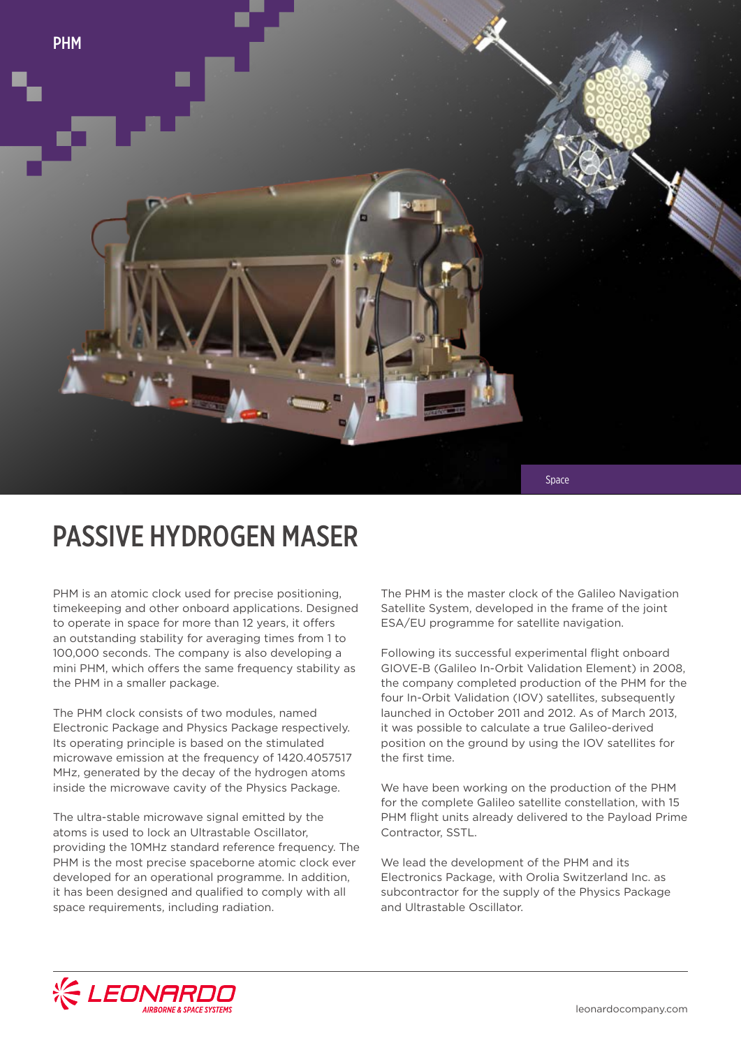PHM

Space

# PASSIVE HYDROGEN MASER

PHM is an atomic clock used for precise positioning, timekeeping and other onboard applications. Designed to operate in space for more than 12 years, it offers an outstanding stability for averaging times from 1 to 100,000 seconds. The company is also developing a mini PHM, which offers the same frequency stability as the PHM in a smaller package.

The PHM clock consists of two modules, named Electronic Package and Physics Package respectively. Its operating principle is based on the stimulated microwave emission at the frequency of 1420.4057517 MHz, generated by the decay of the hydrogen atoms inside the microwave cavity of the Physics Package.

The ultra-stable microwave signal emitted by the atoms is used to lock an Ultrastable Oscillator, providing the 10MHz standard reference frequency. The PHM is the most precise spaceborne atomic clock ever developed for an operational programme. In addition, it has been designed and qualified to comply with all space requirements, including radiation.

The PHM is the master clock of the Galileo Navigation Satellite System, developed in the frame of the joint ESA/EU programme for satellite navigation.

Following its successful experimental flight onboard GIOVE-B (Galileo In-Orbit Validation Element) in 2008, the company completed production of the PHM for the four In-Orbit Validation (IOV) satellites, subsequently launched in October 2011 and 2012. As of March 2013, it was possible to calculate a true Galileo-derived position on the ground by using the IOV satellites for the first time.

We have been working on the production of the PHM for the complete Galileo satellite constellation, with 15 PHM flight units already delivered to the Payload Prime Contractor, SSTL.

We lead the development of the PHM and its Electronics Package, with Orolia Switzerland Inc. as subcontractor for the supply of the Physics Package and Ultrastable Oscillator.

LEONARDO AIRBORNE & SPACE SYSTEMS

leonardocompany.com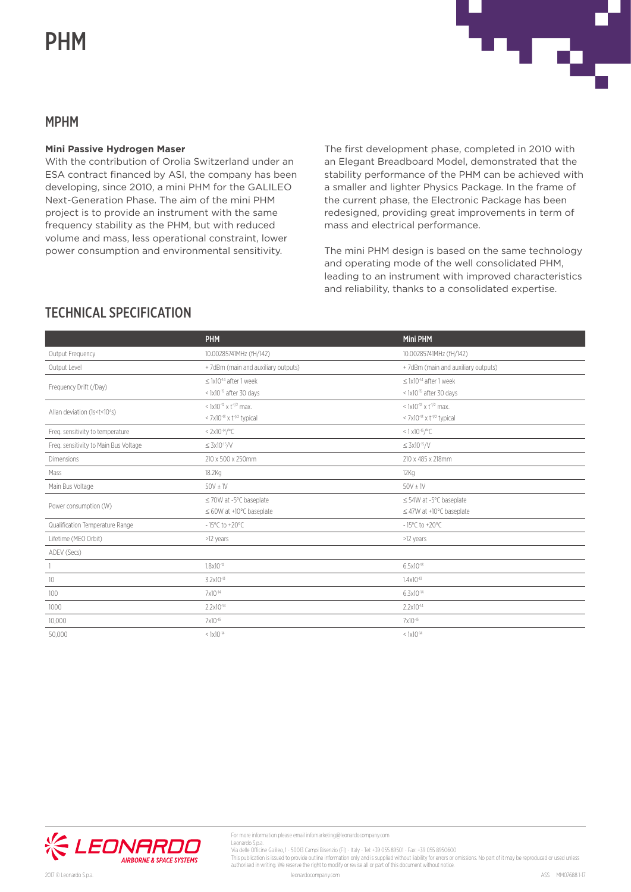# PHM

## MPHM

**Mini Passive Hydrogen Maser**

With the contribution of Orolia Switzerland under an ESA contract financed by ASI, the company has been developing, since 2010, a mini PHM for the GALILEO Next-Generation Phase. The aim of the mini PHM project is to provide an instrument with the same frequency stability as the PHM, but with reduced volume and mass, less operational constraint, lower power consumption and environmental sensitivity.

The first development phase, completed in 2010 with an Elegant Breadboard Model, demonstrated that the stability performance of the PHM can be achieved with a smaller and lighter Physics Package. In the frame of the current phase, the Electronic Package has been redesigned, providing great improvements in term of mass and electrical performance.

The mini PHM design is based on the same technology and operating mode of the well consolidated PHM, leading to an instrument with improved characteristics and reliability, thanks to a consolidated expertise.

## TECHNICAL SPECIFICATION

| | PHM | Mini PHM |
|---|---|---|
| Output Frequency | 10.00285741MHz (fH/142) | 10.00285741MHz (fH/142) |
| Output Level | +7dBm (main and auxiliary outputs) | +7dBm (main and auxiliary outputs) |
| Frequency Drift (/Day) | $\leq 1x10^{-14}$ after 1 week<br>$< 1x10^{-15}$ after 30 days | $\leq 1x10^{-14}$ after 1 week<br>$< 1x10^{-15}$ after 30 days |
| Allan deviation ($1s<t<10^4s$) | $< 1x10^{-12} \times t^{-1/2}$ max.<br>$< 7x10^{-13} \times t^{-1/2}$ typical | $< 1x10^{-12} \times t^{-1/2}$ max.<br>$< 7x10^{-13} \times t^{-1/2}$ typical |
| Freq. sensitivity to temperature | $< 2x10^{-14}$/°C | $< 1x10^{-15}$/°C |
| Freq. sensitivity to Main Bus Voltage | $\leq 3x10^{-15}$/V | $\leq 3x10^{-15}$/V |
| Dimensions | 210 x 500 x 250mm | 210 x 485 x 218mm |
| Mass | 18.2Kg | 12Kg |
| Main Bus Voltage | 50V ± 1V | 50V ± 1V |
| Power consumption (W) | ≤ 70W at -5°C baseplate<br>≤ 60W at +10°C baseplate | ≤ 54W at -5°C baseplate<br>≤ 47W at +10°C baseplate |
| Qualification Temperature Range | - 15°C to +20°C | - 15°C to +20°C |
| Lifetime (MEO Orbit) | >12 years | >12 years |
| ADEV (Secs) | | |
| 1 | $1.8x10^{-12}$ | $6.5x10^{-13}$ |
| 10 | $3.2x10^{-13}$ | $1.4x10^{-13}$ |
| 100 | $7x10^{-14}$ | $6.3x10^{-14}$ |
| 1000 | $2.2x10^{-14}$ | $2.2x10^{-14}$ |
| 10,000 | $7x10^{-15}$ | $7x10^{-15}$ |
| 50,000 | $< 1x10^{-14}$ | $< 1x10^{-14}$ |

LEONARDO
AIRBORNE & SPACE SYSTEMS

For more information please email infomarketing@leonardocompany.com

Leonardo S.p.a.
Via delle Officine Galileo, 1 - 50013 Campi Bisenzio (FI) - Italy - Tel: +39 055 89501 - Fax: +39 055 8950600
This publication is issued to provide outline information only and is supplied without liability for errors or omissions. No part of it may be reproduced or used unless authorised in writing. We reserve the right to modify or revise all or part of this document without notice.

2017 © Leonardo S.p.a. leonardocompany.com ASS MM07688 1-17